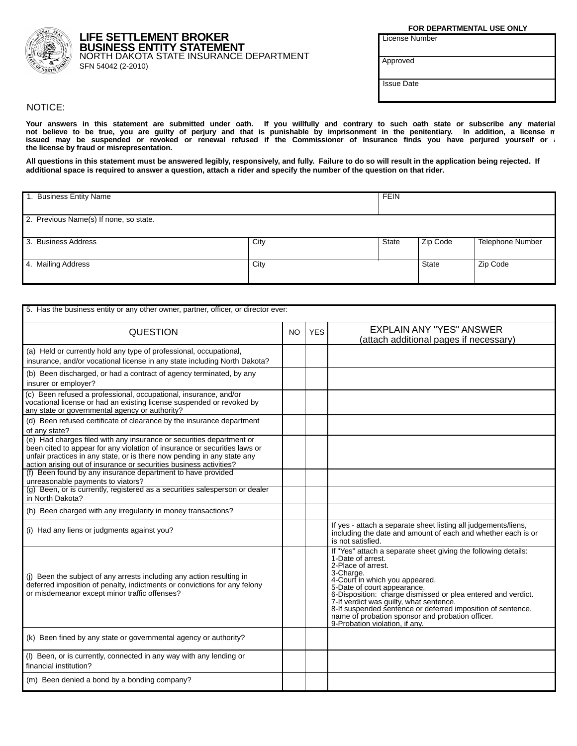# LIFE SETTLEMENT BROKER BUSINESS ENTITY STATEMENT

NORTH DAKOTA STATE INSURANCE DEPARTMENT
SFN 54042 (2-2010)

**FOR DEPARTMENTAL USE ONLY**

| License Number |
|---|
| Approved |
| Issue Date |

NOTICE:

**Your answers in this statement are submitted under oath. If you willfully and contrary to such oath state or subscribe any material not believe to be true, you are guilty of perjury and that is punishable by imprisonment in the penitentiary. In addition, a license m issued may be suspended or revoked or renewal refused if the Commissioner of Insurance finds you have perjured yourself or the license by fraud or misrepresentation.**

**All questions in this statement must be answered legibly, responsively, and fully. Failure to do so will result in the application being rejected. If additional space is required to answer a question, attach a rider and specify the number of the question on that rider.**

| 1. Business Entity Name | | FEIN | | |
|---|---|---|---|---|
| 2. Previous Name(s) If none, so state. | | | | |
| 3. Business Address | City | State | Zip Code | Telephone Number |
| 4. Mailing Address | City | State | Zip Code | |

5. Has the business entity or any other owner, partner, officer, or director ever:

| QUESTION | NO | YES | EXPLAIN ANY "YES" ANSWER (attach additional pages if necessary) |
|---|---|---|---|
| (a) Held or currently hold any type of professional, occupational, insurance, and/or vocational license in any state including North Dakota? | | | |
| (b) Been discharged, or had a contract of agency terminated, by any insurer or employer? | | | |
| (c) Been refused a professional, occupational, insurance, and/or vocational license or had an existing license suspended or revoked by any state or governmental agency or authority? | | | |
| (d) Been refused certificate of clearance by the insurance department of any state? | | | |
| (e) Had charges filed with any insurance or securities department or been cited to appear for any violation of insurance or securities laws or unfair practices in any state, or is there now pending in any state any action arising out of insurance or securities business activities? | | | |
| (f) Been found by any insurance department to have provided unreasonable payments to viators? | | | |
| (g) Been, or is currently, registered as a securities salesperson or dealer in North Dakota? | | | |
| (h) Been charged with any irregularity in money transactions? | | | |
| (i) Had any liens or judgments against you? | | | If yes - attach a separate sheet listing all judgements/liens, including the date and amount of each and whether each is or is not satisfied. |
| (j) Been the subject of any arrests including any action resulting in deferred imposition of penalty, indictments or convictions for any felony or misdemeanor except minor traffic offenses? | | | If "Yes" attach a separate sheet giving the following details: 1-Date of arrest. 2-Place of arrest. 3-Charge. 4-Court in which you appeared. 5-Date of court appearance. 6-Disposition: charge dismissed or plea entered and verdict. 7-If verdict was guilty, what sentence. 8-If suspended sentence or deferred imposition of sentence, name of probation sponsor and probation officer. 9-Probation violation, if any. |
| (k) Been fined by any state or governmental agency or authority? | | | |
| (l) Been, or is currently, connected in any way with any lending or financial institution? | | | |
| (m) Been denied a bond by a bonding company? | | | |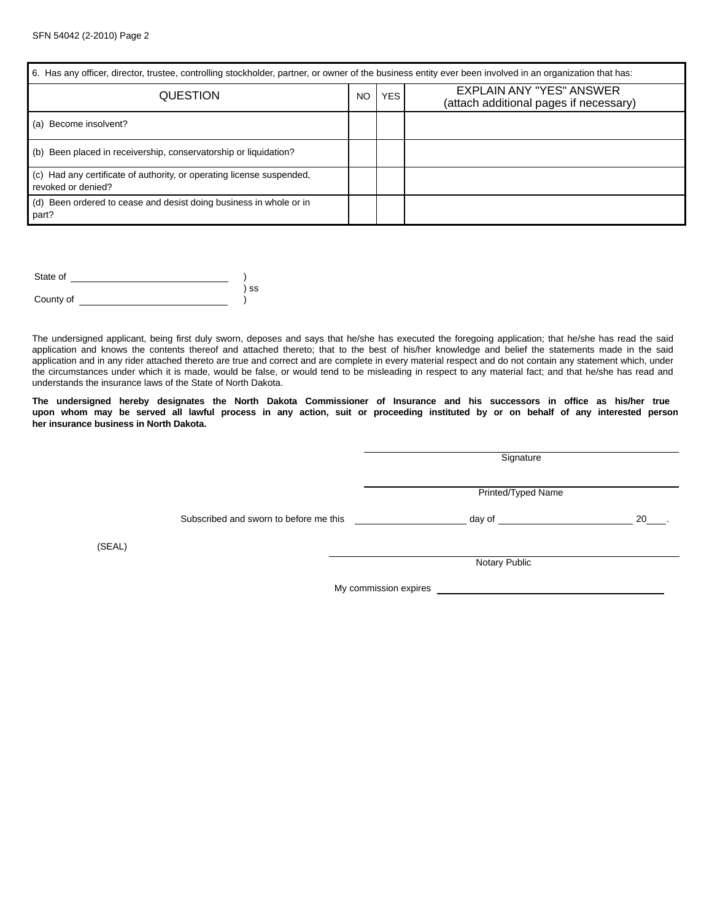| 6. Has any officer, director, trustee, controlling stockholder, partner, or owner of the business entity ever been involved in an organization that has: | | | |
|---|---|---|---|
| QUESTION | NO | YES | EXPLAIN ANY "YES" ANSWER (attach additional pages if necessary) |
| (a) Become insolvent? | | | |
| (b) Been placed in receivership, conservatorship or liquidation? | | | |
| (c) Had any certificate of authority, or operating license suspended, revoked or denied? | | | |
| (d) Been ordered to cease and desist doing business in whole or in part? | | | |

State of ______________________ )
) ss
County of ______________________ )

The undersigned applicant, being first duly sworn, deposes and says that he/she has executed the foregoing application; that he/she has read the said application and knows the contents thereof and attached thereto; that to the best of his/her knowledge and belief the statements made in the said application and in any rider attached thereto are true and correct and are complete in every material respect and do not contain any statement which, under the circumstances under which it is made, would be false, or would tend to be misleading in respect to any material fact; and that he/she has read and understands the insurance laws of the State of North Dakota.

**The undersigned hereby designates the North Dakota Commissioner of Insurance and his successors in office as his/her true upon whom may be served all lawful process in any action, suit or proceeding instituted by or on behalf of any interested person her insurance business in North Dakota.**

______________________________
Signature

______________________________
Printed/Typed Name

Subscribed and sworn to before me this ______________ day of ____________________ 20____.

(SEAL)

______________________________
Notary Public

My commission expires ______________________________